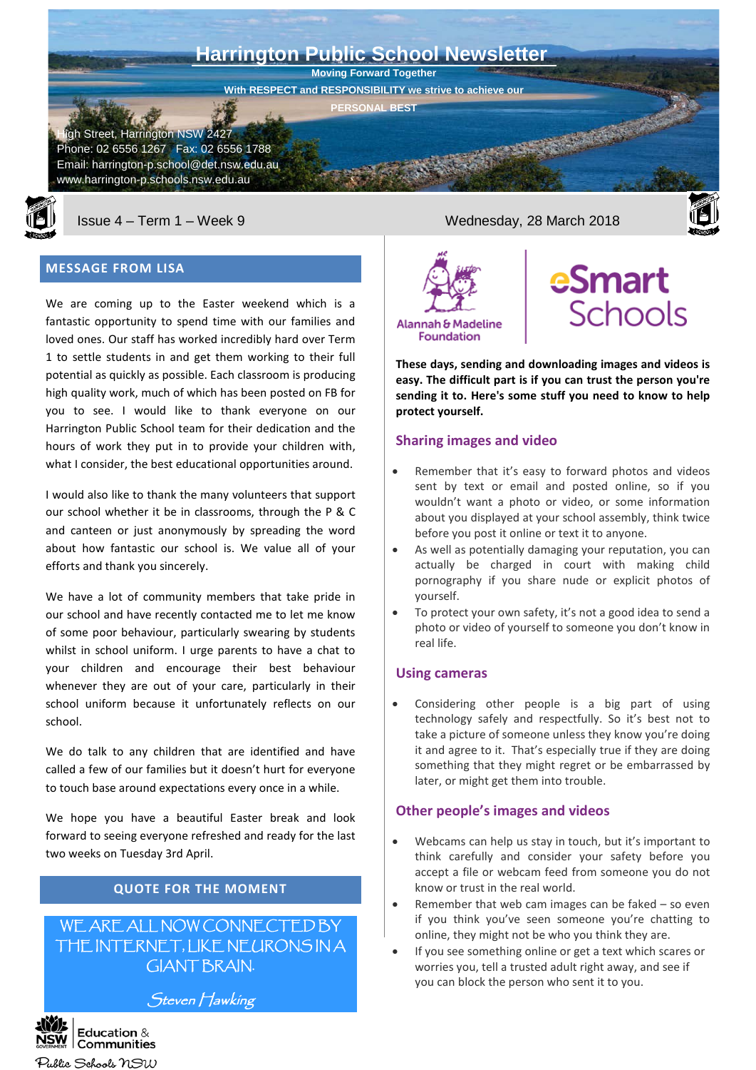# Harrington Public School Newsletter

**Moving Forward Together**

**With RESPECT and RESPONSIBILITY we strive to achieve our PERSONAL BEST**

High Street, Harrington NSW 2427
Phone: 02 6556 1267 Fax: 02 6556 1788
Email: harrington-p.school@det.nsw.edu.au
www.harrington-p.schools.nsw.edu.au

Issue 4 – Term 1 – Week 9

Wednesday, 28 March 2018

## MESSAGE FROM LISA

We are coming up to the Easter weekend which is a fantastic opportunity to spend time with our families and loved ones. Our staff has worked incredibly hard over Term 1 to settle students in and get them working to their full potential as quickly as possible. Each classroom is producing high quality work, much of which has been posted on FB for you to see. I would like to thank everyone on our Harrington Public School team for their dedication and the hours of work they put in to provide your children with, what I consider, the best educational opportunities around.

I would also like to thank the many volunteers that support our school whether it be in classrooms, through the P & C and canteen or just anonymously by spreading the word about how fantastic our school is. We value all of your efforts and thank you sincerely.

We have a lot of community members that take pride in our school and have recently contacted me to let me know of some poor behaviour, particularly swearing by students whilst in school uniform. I urge parents to have a chat to your children and encourage their best behaviour whenever they are out of your care, particularly in their school uniform because it unfortunately reflects on our school.

We do talk to any children that are identified and have called a few of our families but it doesn't hurt for everyone to touch base around expectations every once in a while.

We hope you have a beautiful Easter break and look forward to seeing everyone refreshed and ready for the last two weeks on Tuesday 3rd April.

## QUOTE FOR THE MOMENT

WE ARE ALL NOW CONNECTED BY THE INTERNET, LIKE NEURONS IN A GIANT BRAIN.

*Steven Hawking*

Education & Communities
Public Schools NSW

Alannah & Madeline Foundation

eSmart Schools

**These days, sending and downloading images and videos is easy. The difficult part is if you can trust the person you're sending it to. Here's some stuff you need to know to help protect yourself.**

### Sharing images and video

- Remember that it's easy to forward photos and videos sent by text or email and posted online, so if you wouldn't want a photo or video, or some information about you displayed at your school assembly, think twice before you post it online or text it to anyone.
- As well as potentially damaging your reputation, you can actually be charged in court with making child pornography if you share nude or explicit photos of yourself.
- To protect your own safety, it's not a good idea to send a photo or video of yourself to someone you don't know in real life.

### Using cameras

- Considering other people is a big part of using technology safely and respectfully. So it's best not to take a picture of someone unless they know you're doing it and agree to it. That's especially true if they are doing something that they might regret or be embarrassed by later, or might get them into trouble.

### Other people's images and videos

- Webcams can help us stay in touch, but it's important to think carefully and consider your safety before you accept a file or webcam feed from someone you do not know or trust in the real world.
- Remember that web cam images can be faked – so even if you think you've seen someone you're chatting to online, they might not be who you think they are.
- If you see something online or get a text which scares or worries you, tell a trusted adult right away, and see if you can block the person who sent it to you.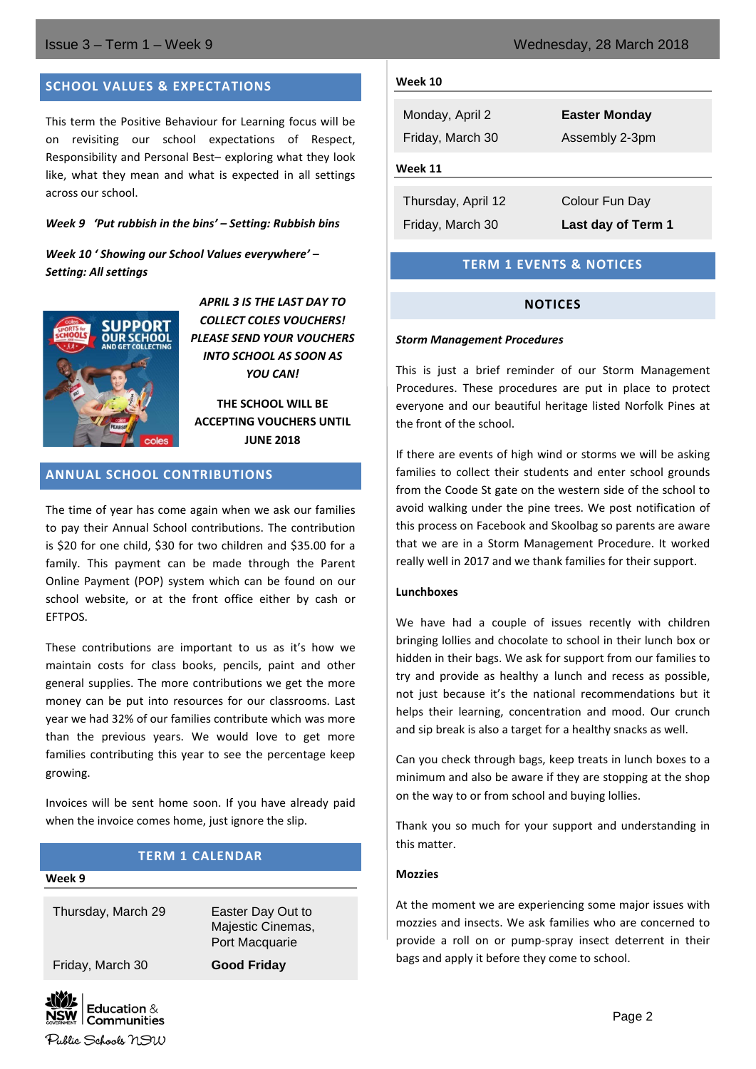## SCHOOL VALUES & EXPECTATIONS

This term the Positive Behaviour for Learning focus will be on revisiting our school expectations of Respect, Responsibility and Personal Best– exploring what they look like, what they mean and what is expected in all settings across our school.

***Week 9 'Put rubbish in the bins' – Setting: Rubbish bins***

***Week 10 ' Showing our School Values everywhere' – Setting: All settings***

***APRIL 3 IS THE LAST DAY TO COLLECT COLES VOUCHERS! PLEASE SEND YOUR VOUCHERS INTO SCHOOL AS SOON AS YOU CAN!***

**THE SCHOOL WILL BE ACCEPTING VOUCHERS UNTIL JUNE 2018**

## ANNUAL SCHOOL CONTRIBUTIONS

The time of year has come again when we ask our families to pay their Annual School contributions. The contribution is $20 for one child, $30 for two children and $35.00 for a family. This payment can be made through the Parent Online Payment (POP) system which can be found on our school website, or at the front office either by cash or EFTPOS.

These contributions are important to us as it's how we maintain costs for class books, pencils, paint and other general supplies. The more contributions we get the more money can be put into resources for our classrooms. Last year we had 32% of our families contribute which was more than the previous years. We would love to get more families contributing this year to see the percentage keep growing.

Invoices will be sent home soon. If you have already paid when the invoice comes home, just ignore the slip.

## TERM 1 CALENDAR

**Week 9**

| | |
|---|---|
| Thursday, March 29 | Easter Day Out to Majestic Cinemas, Port Macquarie |
| Friday, March 30 | **Good Friday** |

**Week 10**

| | |
|---|---|
| Monday, April 2 | **Easter Monday** |
| Friday, March 30 | Assembly 2-3pm |

**Week 11**

| | |
|---|---|
| Thursday, April 12 | Colour Fun Day |
| Friday, March 30 | **Last day of Term 1** |

## TERM 1 EVENTS & NOTICES

### NOTICES

***Storm Management Procedures***

This is just a brief reminder of our Storm Management Procedures. These procedures are put in place to protect everyone and our beautiful heritage listed Norfolk Pines at the front of the school.

If there are events of high wind or storms we will be asking families to collect their students and enter school grounds from the Coode St gate on the western side of the school to avoid walking under the pine trees. We post notification of this process on Facebook and Skoolbag so parents are aware that we are in a Storm Management Procedure. It worked really well in 2017 and we thank families for their support.

**Lunchboxes**

We have had a couple of issues recently with children bringing lollies and chocolate to school in their lunch box or hidden in their bags. We ask for support from our families to try and provide as healthy a lunch and recess as possible, not just because it's the national recommendations but it helps their learning, concentration and mood. Our crunch and sip break is also a target for a healthy snacks as well.

Can you check through bags, keep treats in lunch boxes to a minimum and also be aware if they are stopping at the shop on the way to or from school and buying lollies.

Thank you so much for your support and understanding in this matter.

**Mozzies**

At the moment we are experiencing some major issues with mozzies and insects. We ask families who are concerned to provide a roll on or pump-spray insect deterrent in their bags and apply it before they come to school.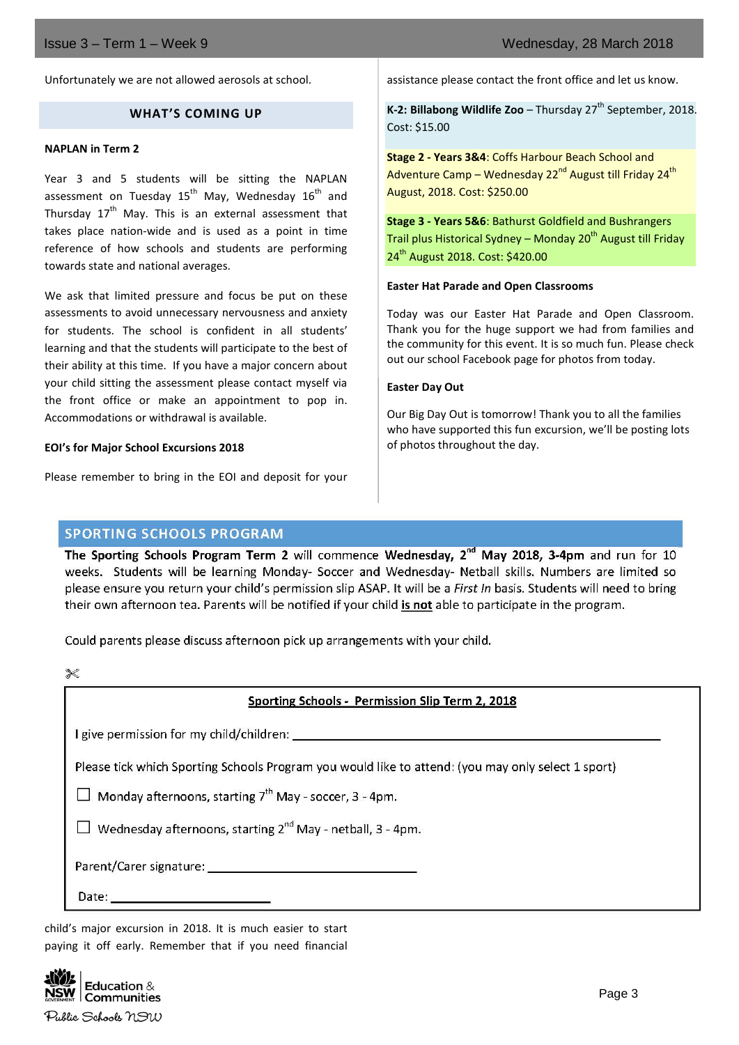Unfortunately we are not allowed aerosols at school.

## WHAT'S COMING UP

**NAPLAN in Term 2**

Year 3 and 5 students will be sitting the NAPLAN assessment on Tuesday 15th May, Wednesday 16th and Thursday 17th May. This is an external assessment that takes place nation-wide and is used as a point in time reference of how schools and students are performing towards state and national averages.

We ask that limited pressure and focus be put on these assessments to avoid unnecessary nervousness and anxiety for students. The school is confident in all students' learning and that the students will participate to the best of their ability at this time. If you have a major concern about your child sitting the assessment please contact myself via the front office or make an appointment to pop in. Accommodations or withdrawal is available.

**EOI's for Major School Excursions 2018**

Please remember to bring in the EOI and deposit for your child's major excursion in 2018. It is much easier to start paying it off early. Remember that if you need financial assistance please contact the front office and let us know.

**K-2: Billabong Wildlife Zoo** – Thursday 27th September, 2018. Cost: $15.00

**Stage 2 - Years 3&4**: Coffs Harbour Beach School and Adventure Camp – Wednesday 22nd August till Friday 24th August, 2018. Cost: $250.00

**Stage 3 - Years 5&6**: Bathurst Goldfield and Bushrangers Trail plus Historical Sydney – Monday 20th August till Friday 24th August 2018. Cost: $420.00

**Easter Hat Parade and Open Classrooms**

Today was our Easter Hat Parade and Open Classroom. Thank you for the huge support we had from families and the community for this event. It is so much fun. Please check out our school Facebook page for photos from today.

**Easter Day Out**

Our Big Day Out is tomorrow! Thank you to all the families who have supported this fun excursion, we'll be posting lots of photos throughout the day.

## SPORTING SCHOOLS PROGRAM

**The Sporting Schools Program Term 2** will commence **Wednesday, 2nd May 2018, 3-4pm** and run for 10 weeks. Students will be learning Monday- Soccer and Wednesday- Netball skills. Numbers are limited so please ensure you return your child's permission slip ASAP. It will be a *First In* basis. Students will need to bring their own afternoon tea. Parents will be notified if your child **is not** able to participate in the program.

Could parents please discuss afternoon pick up arrangements with your child.

✂

**Sporting Schools - Permission Slip Term 2, 2018**

I give permission for my child/children: ______________________________

Please tick which Sporting Schools Program you would like to attend: (you may only select 1 sport)

☐ Monday afternoons, starting 7th May - soccer, 3 - 4pm.

☐ Wednesday afternoons, starting 2nd May - netball, 3 - 4pm.

Parent/Carer signature: ______________________

Date: ______________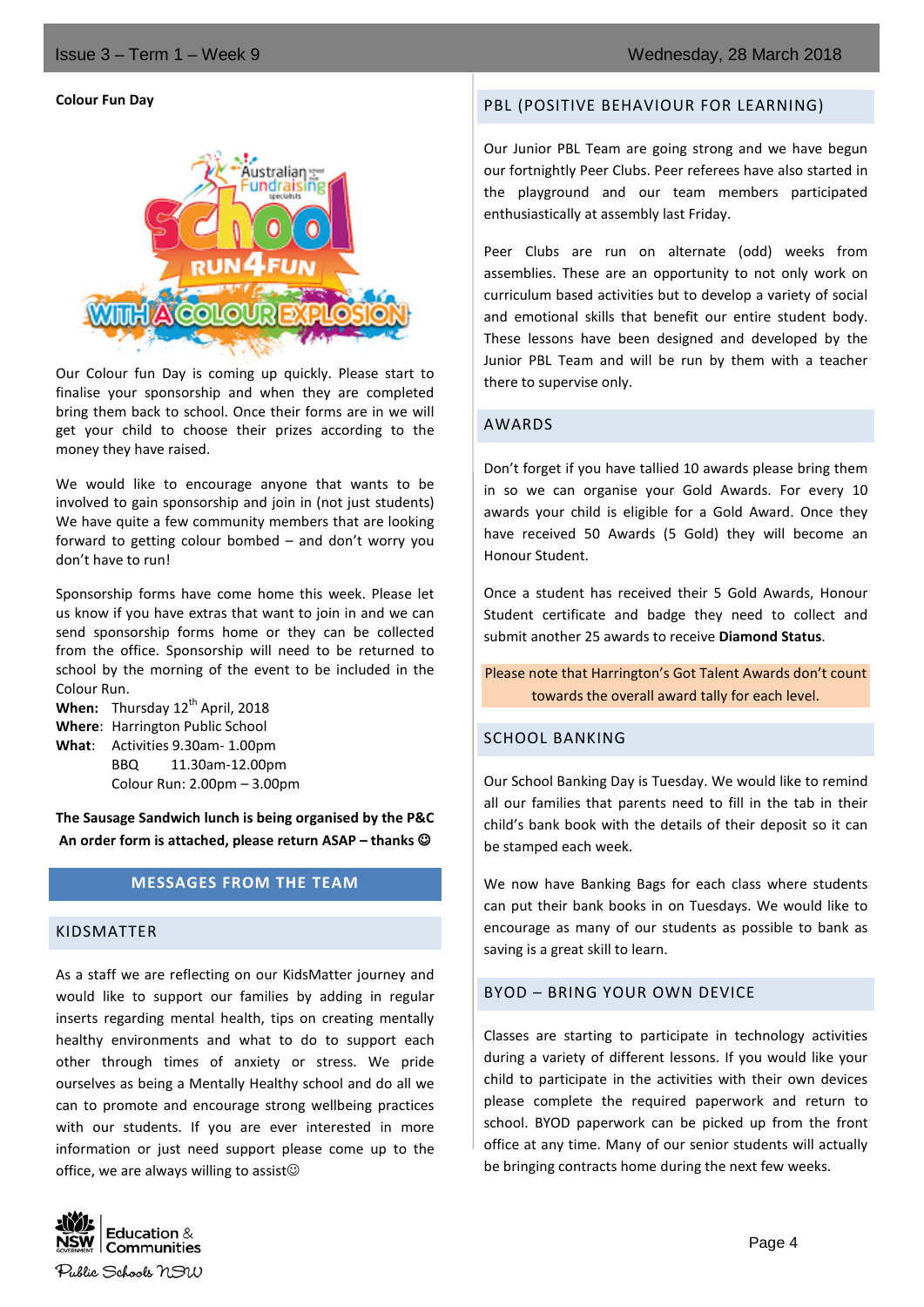**Colour Fun Day**

Our Colour fun Day is coming up quickly. Please start to finalise your sponsorship and when they are completed bring them back to school. Once their forms are in we will get your child to choose their prizes according to the money they have raised.

We would like to encourage anyone that wants to be involved to gain sponsorship and join in (not just students) We have quite a few community members that are looking forward to getting colour bombed – and don't worry you don't have to run!

Sponsorship forms have come home this week. Please let us know if you have extras that want to join in and we can send sponsorship forms home or they can be collected from the office. Sponsorship will need to be returned to school by the morning of the event to be included in the Colour Run.

**When:** Thursday 12th April, 2018
**Where**: Harrington Public School
**What**: Activities 9.30am- 1.00pm
BBQ 11.30am-12.00pm
Colour Run: 2.00pm – 3.00pm

**The Sausage Sandwich lunch is being organised by the P&C An order form is attached, please return ASAP – thanks ☺**

## MESSAGES FROM THE TEAM

### KIDSMATTER

As a staff we are reflecting on our KidsMatter journey and would like to support our families by adding in regular inserts regarding mental health, tips on creating mentally healthy environments and what to do to support each other through times of anxiety or stress. We pride ourselves as being a Mentally Healthy school and do all we can to promote and encourage strong wellbeing practices with our students. If you are ever interested in more information or just need support please come up to the office, we are always willing to assist☺

### PBL (POSITIVE BEHAVIOUR FOR LEARNING)

Our Junior PBL Team are going strong and we have begun our fortnightly Peer Clubs. Peer referees have also started in the playground and our team members participated enthusiastically at assembly last Friday.

Peer Clubs are run on alternate (odd) weeks from assemblies. These are an opportunity to not only work on curriculum based activities but to develop a variety of social and emotional skills that benefit our entire student body. These lessons have been designed and developed by the Junior PBL Team and will be run by them with a teacher there to supervise only.

### AWARDS

Don't forget if you have tallied 10 awards please bring them in so we can organise your Gold Awards. For every 10 awards your child is eligible for a Gold Award. Once they have received 50 Awards (5 Gold) they will become an Honour Student.

Once a student has received their 5 Gold Awards, Honour Student certificate and badge they need to collect and submit another 25 awards to receive **Diamond Status**.

Please note that Harrington's Got Talent Awards don't count towards the overall award tally for each level.

### SCHOOL BANKING

Our School Banking Day is Tuesday. We would like to remind all our families that parents need to fill in the tab in their child's bank book with the details of their deposit so it can be stamped each week.

We now have Banking Bags for each class where students can put their bank books in on Tuesdays. We would like to encourage as many of our students as possible to bank as saving is a great skill to learn.

### BYOD – BRING YOUR OWN DEVICE

Classes are starting to participate in technology activities during a variety of different lessons. If you would like your child to participate in the activities with their own devices please complete the required paperwork and return to school. BYOD paperwork can be picked up from the front office at any time. Many of our senior students will actually be bringing contracts home during the next few weeks.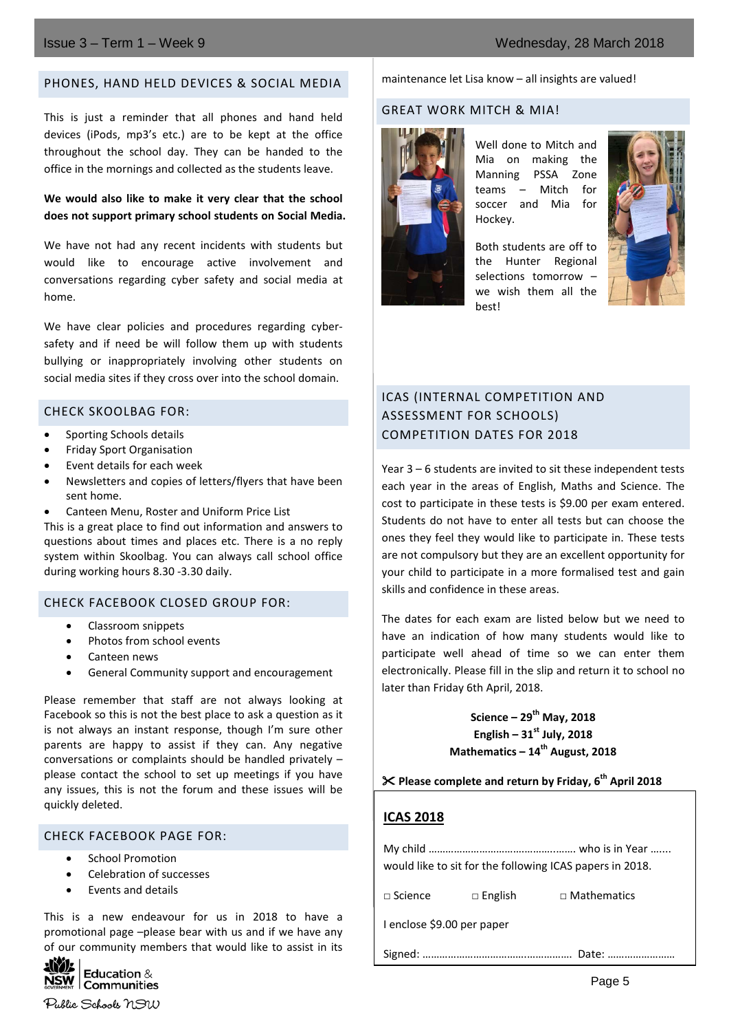## PHONES, HAND HELD DEVICES & SOCIAL MEDIA

This is just a reminder that all phones and hand held devices (iPods, mp3's etc.) are to be kept at the office throughout the school day. They can be handed to the office in the mornings and collected as the students leave.

**We would also like to make it very clear that the school does not support primary school students on Social Media.**

We have not had any recent incidents with students but would like to encourage active involvement and conversations regarding cyber safety and social media at home.

We have clear policies and procedures regarding cyber-safety and if need be will follow them up with students bullying or inappropriately involving other students on social media sites if they cross over into the school domain.

## CHECK SKOOLBAG FOR:

- Sporting Schools details
- Friday Sport Organisation
- Event details for each week
- Newsletters and copies of letters/flyers that have been sent home.
- Canteen Menu, Roster and Uniform Price List

This is a great place to find out information and answers to questions about times and places etc. There is a no reply system within Skoolbag. You can always call school office during working hours 8.30 -3.30 daily.

## CHECK FACEBOOK CLOSED GROUP FOR:

- Classroom snippets
- Photos from school events
- Canteen news
- General Community support and encouragement

Please remember that staff are not always looking at Facebook so this is not the best place to ask a question as it is not always an instant response, though I'm sure other parents are happy to assist if they can. Any negative conversations or complaints should be handled privately – please contact the school to set up meetings if you have any issues, this is not the forum and these issues will be quickly deleted.

## CHECK FACEBOOK PAGE FOR:

- School Promotion
- Celebration of successes
- Events and details

This is a new endeavour for us in 2018 to have a promotional page –please bear with us and if we have any of our community members that would like to assist in its maintenance let Lisa know – all insights are valued!

## GREAT WORK MITCH & MIA!

Well done to Mitch and Mia on making the Manning PSSA Zone teams – Mitch for soccer and Mia for Hockey.

Both students are off to the Hunter Regional selections tomorrow – we wish them all the best!

## ICAS (INTERNAL COMPETITION AND ASSESSMENT FOR SCHOOLS) COMPETITION DATES FOR 2018

Year 3 – 6 students are invited to sit these independent tests each year in the areas of English, Maths and Science. The cost to participate in these tests is $9.00 per exam entered. Students do not have to enter all tests but can choose the ones they feel they would like to participate in. These tests are not compulsory but they are an excellent opportunity for your child to participate in a more formalised test and gain skills and confidence in these areas.

The dates for each exam are listed below but we need to have an indication of how many students would like to participate well ahead of time so we can enter them electronically. Please fill in the slip and return it to school no later than Friday 6th April, 2018.

**Science – 29th May, 2018**
**English – 31st July, 2018**
**Mathematics – 14th August, 2018**

✂ **Please complete and return by Friday, 6th April 2018**

**ICAS 2018**

My child ………………………………………….. who is in Year ……. would like to sit for the following ICAS papers in 2018.

□ Science □ English □ Mathematics

I enclose $9.00 per paper

Signed: ………………………………………….. Date: ……………………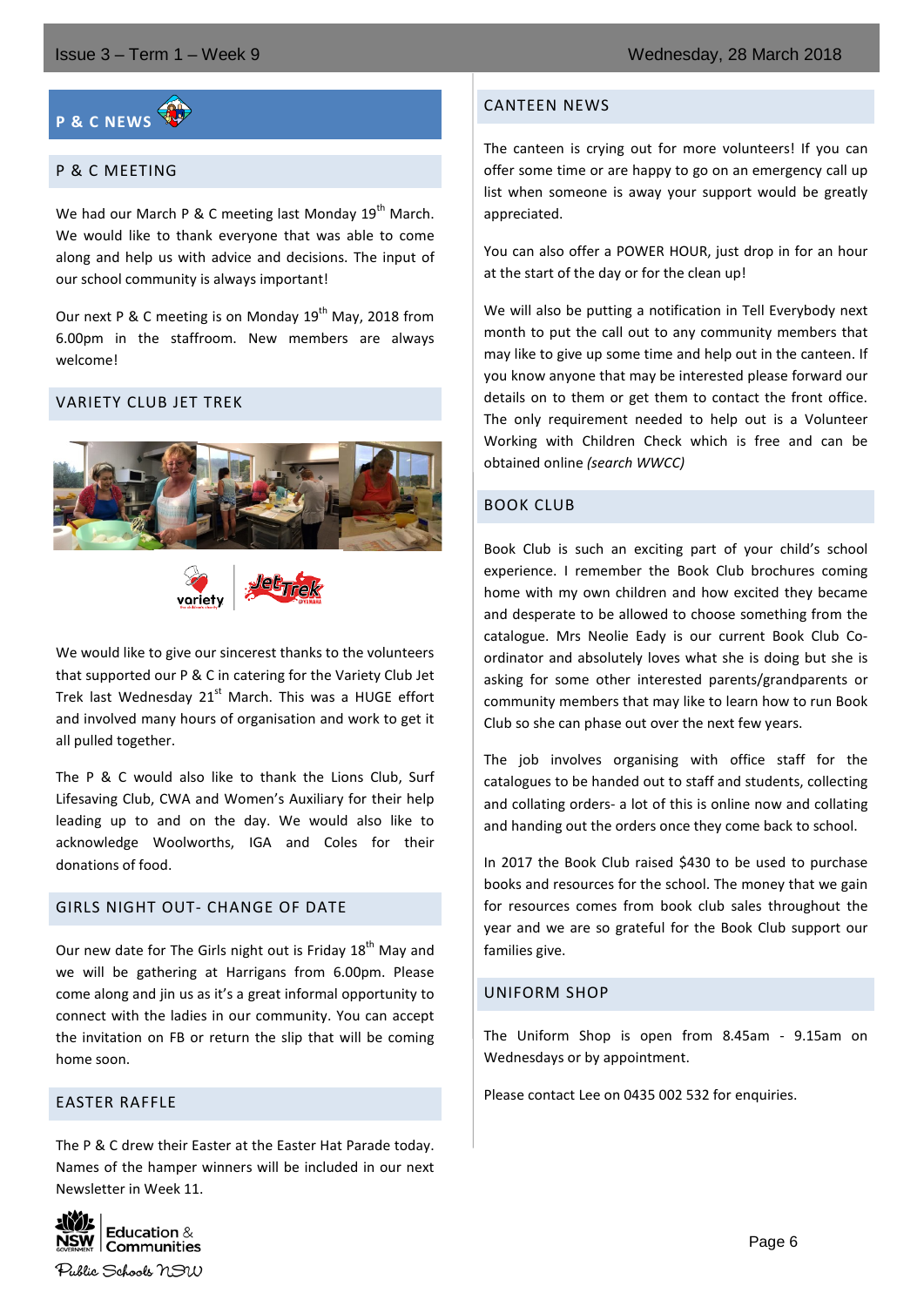# P & C NEWS

## P & C MEETING

We had our March P & C meeting last Monday 19th March. We would like to thank everyone that was able to come along and help us with advice and decisions. The input of our school community is always important!

Our next P & C meeting is on Monday 19th May, 2018 from 6.00pm in the staffroom. New members are always welcome!

## VARIETY CLUB JET TREK

We would like to give our sincerest thanks to the volunteers that supported our P & C in catering for the Variety Club Jet Trek last Wednesday 21st March. This was a HUGE effort and involved many hours of organisation and work to get it all pulled together.

The P & C would also like to thank the Lions Club, Surf Lifesaving Club, CWA and Women's Auxiliary for their help leading up to and on the day. We would also like to acknowledge Woolworths, IGA and Coles for their donations of food.

## GIRLS NIGHT OUT- CHANGE OF DATE

Our new date for The Girls night out is Friday 18th May and we will be gathering at Harrigans from 6.00pm. Please come along and jin us as it's a great informal opportunity to connect with the ladies in our community. You can accept the invitation on FB or return the slip that will be coming home soon.

## EASTER RAFFLE

The P & C drew their Easter at the Easter Hat Parade today. Names of the hamper winners will be included in our next Newsletter in Week 11.

## CANTEEN NEWS

The canteen is crying out for more volunteers! If you can offer some time or are happy to go on an emergency call up list when someone is away your support would be greatly appreciated.

You can also offer a POWER HOUR, just drop in for an hour at the start of the day or for the clean up!

We will also be putting a notification in Tell Everybody next month to put the call out to any community members that may like to give up some time and help out in the canteen. If you know anyone that may be interested please forward our details on to them or get them to contact the front office. The only requirement needed to help out is a Volunteer Working with Children Check which is free and can be obtained online *(search WWCC)*

## BOOK CLUB

Book Club is such an exciting part of your child's school experience. I remember the Book Club brochures coming home with my own children and how excited they became and desperate to be allowed to choose something from the catalogue. Mrs Neolie Eady is our current Book Club Co-ordinator and absolutely loves what she is doing but she is asking for some other interested parents/grandparents or community members that may like to learn how to run Book Club so she can phase out over the next few years.

The job involves organising with office staff for the catalogues to be handed out to staff and students, collecting and collating orders- a lot of this is online now and collating and handing out the orders once they come back to school.

In 2017 the Book Club raised $430 to be used to purchase books and resources for the school. The money that we gain for resources comes from book club sales throughout the year and we are so grateful for the Book Club support our families give.

## UNIFORM SHOP

The Uniform Shop is open from 8.45am - 9.15am on Wednesdays or by appointment.

Please contact Lee on 0435 002 532 for enquiries.